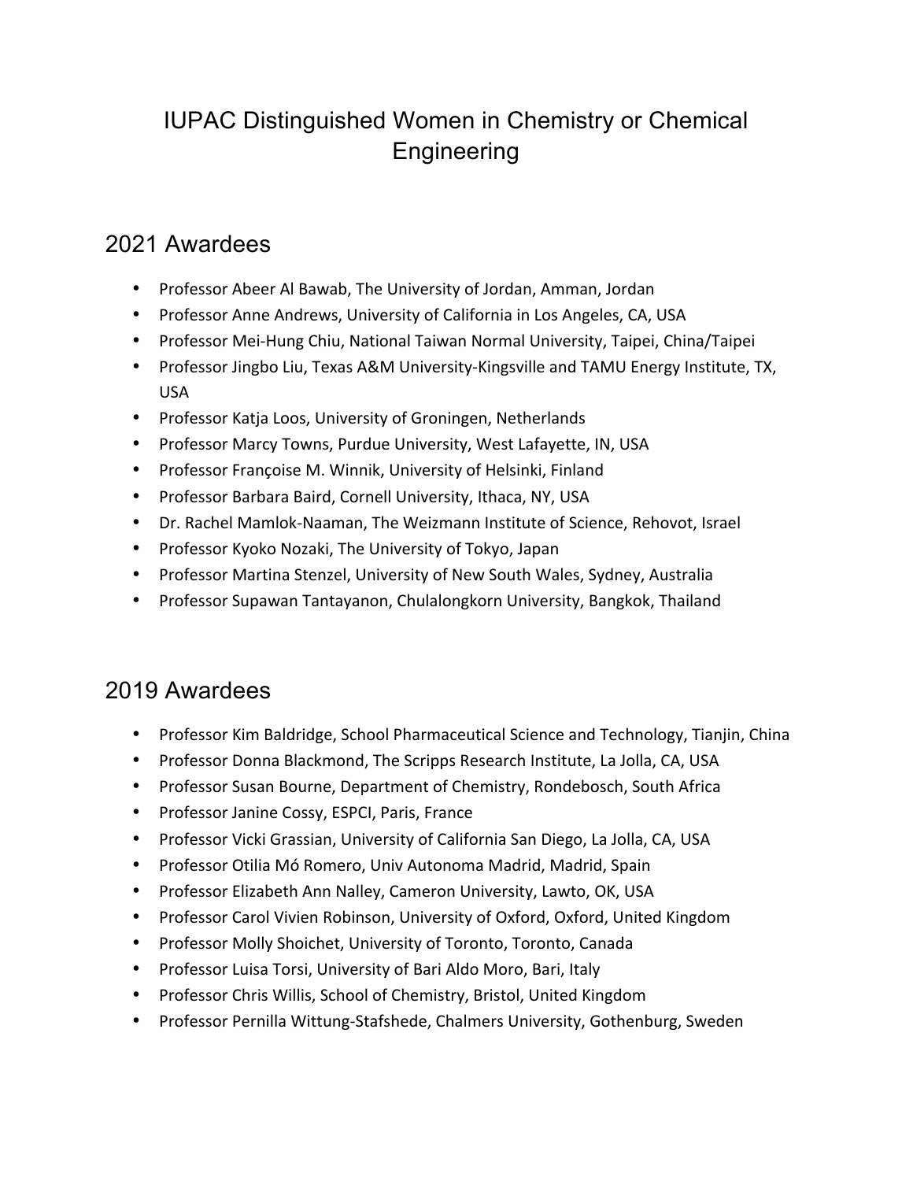# IUPAC Distinguished Women in Chemistry or Chemical Engineering

## 2021 Awardees

- Professor Abeer Al Bawab, The University of Jordan, Amman, Jordan
- Professor Anne Andrews, University of California in Los Angeles, CA, USA
- Professor Mei-Hung Chiu, National Taiwan Normal University, Taipei, China/Taipei
- Professor Jingbo Liu, Texas A&M University-Kingsville and TAMU Energy Institute, TX, USA
- Professor Katja Loos, University of Groningen, Netherlands
- Professor Marcy Towns, Purdue University, West Lafayette, IN, USA
- Professor Françoise M. Winnik, University of Helsinki, Finland
- Professor Barbara Baird, Cornell University, Ithaca, NY, USA
- Dr. Rachel Mamlok-Naaman, The Weizmann Institute of Science, Rehovot, Israel
- Professor Kyoko Nozaki, The University of Tokyo, Japan
- Professor Martina Stenzel, University of New South Wales, Sydney, Australia
- Professor Supawan Tantayanon, Chulalongkorn University, Bangkok, Thailand

## 2019 Awardees

- Professor Kim Baldridge, School Pharmaceutical Science and Technology, Tianjin, China
- Professor Donna Blackmond, The Scripps Research Institute, La Jolla, CA, USA
- Professor Susan Bourne, Department of Chemistry, Rondebosch, South Africa
- Professor Janine Cossy, ESPCI, Paris, France
- Professor Vicki Grassian, University of California San Diego, La Jolla, CA, USA
- Professor Otilia Mó Romero, Univ Autonoma Madrid, Madrid, Spain
- Professor Elizabeth Ann Nalley, Cameron University, Lawto, OK, USA
- Professor Carol Vivien Robinson, University of Oxford, Oxford, United Kingdom
- Professor Molly Shoichet, University of Toronto, Toronto, Canada
- Professor Luisa Torsi, University of Bari Aldo Moro, Bari, Italy
- Professor Chris Willis, School of Chemistry, Bristol, United Kingdom
- Professor Pernilla Wittung-Stafshede, Chalmers University, Gothenburg, Sweden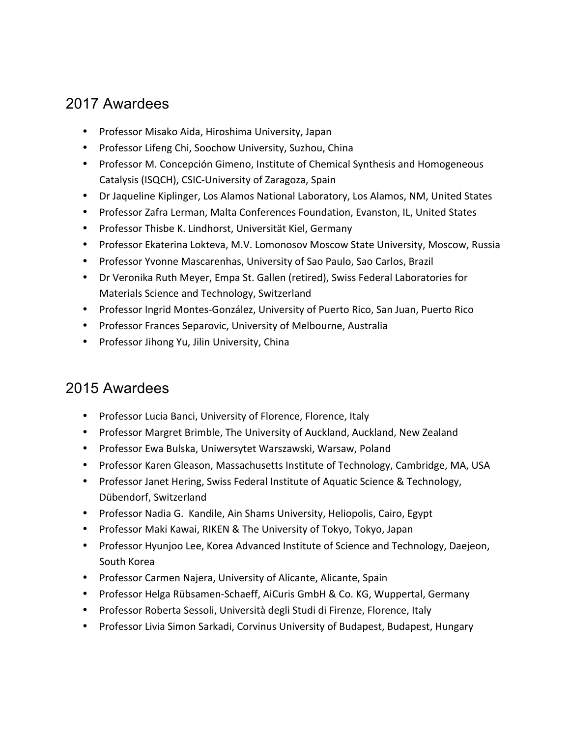## 2017 Awardees

- Professor Misako Aida, Hiroshima University, Japan
- Professor Lifeng Chi, Soochow University, Suzhou, China
- Professor M. Concepción Gimeno, Institute of Chemical Synthesis and Homogeneous Catalysis (ISQCH), CSIC-University of Zaragoza, Spain
- Dr Jaqueline Kiplinger, Los Alamos National Laboratory, Los Alamos, NM, United States
- Professor Zafra Lerman, Malta Conferences Foundation, Evanston, IL, United States
- Professor Thisbe K. Lindhorst, Universität Kiel, Germany
- Professor Ekaterina Lokteva, M.V. Lomonosov Moscow State University, Moscow, Russia
- Professor Yvonne Mascarenhas, University of Sao Paulo, Sao Carlos, Brazil
- Dr Veronika Ruth Meyer, Empa St. Gallen (retired), Swiss Federal Laboratories for Materials Science and Technology, Switzerland
- Professor Ingrid Montes-González, University of Puerto Rico, San Juan, Puerto Rico
- Professor Frances Separovic, University of Melbourne, Australia
- Professor Jihong Yu, Jilin University, China

## 2015 Awardees

- Professor Lucia Banci, University of Florence, Florence, Italy
- Professor Margret Brimble, The University of Auckland, Auckland, New Zealand
- Professor Ewa Bulska, Uniwersytet Warszawski, Warsaw, Poland
- Professor Karen Gleason, Massachusetts Institute of Technology, Cambridge, MA, USA
- Professor Janet Hering, Swiss Federal Institute of Aquatic Science & Technology, Dübendorf, Switzerland
- Professor Nadia G. Kandile, Ain Shams University, Heliopolis, Cairo, Egypt
- Professor Maki Kawai, RIKEN & The University of Tokyo, Tokyo, Japan
- Professor Hyunjoo Lee, Korea Advanced Institute of Science and Technology, Daejeon, South Korea
- Professor Carmen Najera, University of Alicante, Alicante, Spain
- Professor Helga Rübsamen-Schaeff, AiCuris GmbH & Co. KG, Wuppertal, Germany
- Professor Roberta Sessoli, Università degli Studi di Firenze, Florence, Italy
- Professor Livia Simon Sarkadi, Corvinus University of Budapest, Budapest, Hungary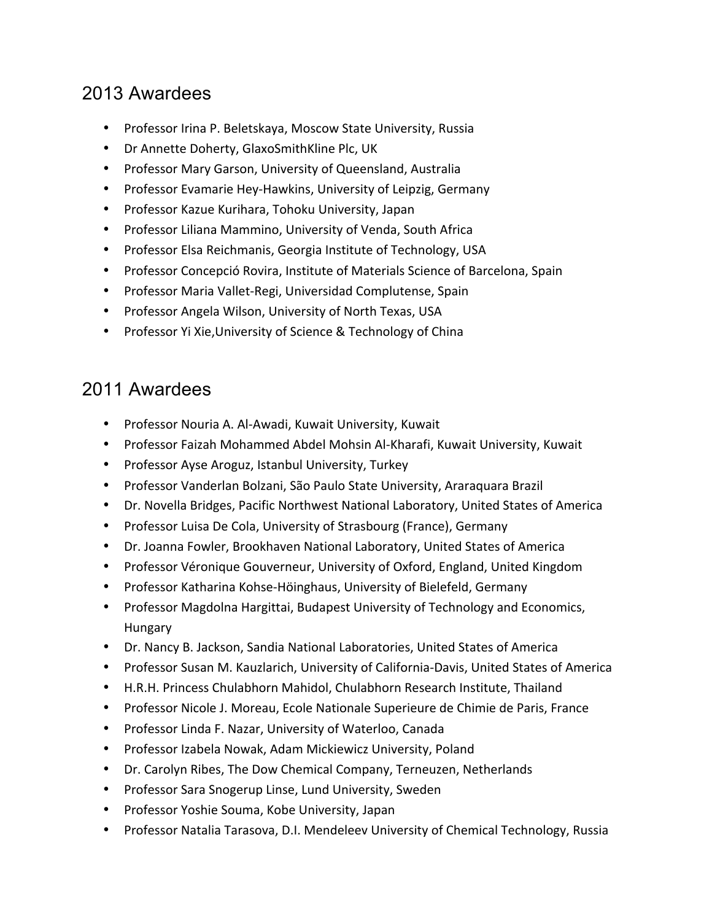## 2013 Awardees

- Professor Irina P. Beletskaya, Moscow State University, Russia
- Dr Annette Doherty, GlaxoSmithKline Plc, UK
- Professor Mary Garson, University of Queensland, Australia
- Professor Evamarie Hey-Hawkins, University of Leipzig, Germany
- Professor Kazue Kurihara, Tohoku University, Japan
- Professor Liliana Mammino, University of Venda, South Africa
- Professor Elsa Reichmanis, Georgia Institute of Technology, USA
- Professor Concepció Rovira, Institute of Materials Science of Barcelona, Spain
- Professor Maria Vallet-Regi, Universidad Complutense, Spain
- Professor Angela Wilson, University of North Texas, USA
- Professor Yi Xie,University of Science & Technology of China

## 2011 Awardees

- Professor Nouria A. Al-Awadi, Kuwait University, Kuwait
- Professor Faizah Mohammed Abdel Mohsin Al-Kharafi, Kuwait University, Kuwait
- Professor Ayse Aroguz, Istanbul University, Turkey
- Professor Vanderlan Bolzani, São Paulo State University, Araraquara Brazil
- Dr. Novella Bridges, Pacific Northwest National Laboratory, United States of America
- Professor Luisa De Cola, University of Strasbourg (France), Germany
- Dr. Joanna Fowler, Brookhaven National Laboratory, United States of America
- Professor Véronique Gouverneur, University of Oxford, England, United Kingdom
- Professor Katharina Kohse-Höinghaus, University of Bielefeld, Germany
- Professor Magdolna Hargittai, Budapest University of Technology and Economics, Hungary
- Dr. Nancy B. Jackson, Sandia National Laboratories, United States of America
- Professor Susan M. Kauzlarich, University of California-Davis, United States of America
- H.R.H. Princess Chulabhorn Mahidol, Chulabhorn Research Institute, Thailand
- Professor Nicole J. Moreau, Ecole Nationale Superieure de Chimie de Paris, France
- Professor Linda F. Nazar, University of Waterloo, Canada
- Professor Izabela Nowak, Adam Mickiewicz University, Poland
- Dr. Carolyn Ribes, The Dow Chemical Company, Terneuzen, Netherlands
- Professor Sara Snogerup Linse, Lund University, Sweden
- Professor Yoshie Souma, Kobe University, Japan
- Professor Natalia Tarasova, D.I. Mendeleev University of Chemical Technology, Russia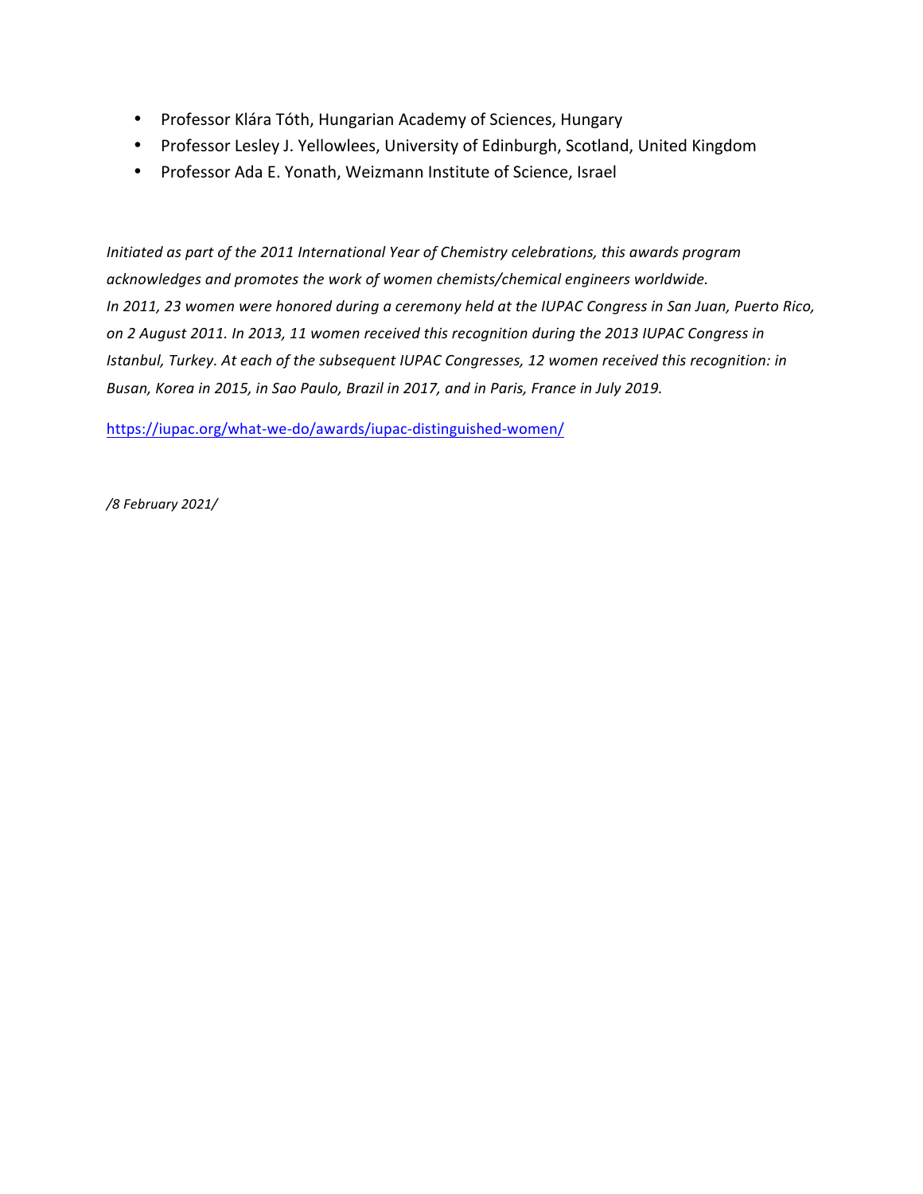- Professor Klára Tóth, Hungarian Academy of Sciences, Hungary
- Professor Lesley J. Yellowlees, University of Edinburgh, Scotland, United Kingdom
- Professor Ada E. Yonath, Weizmann Institute of Science, Israel

*Initiated as part of the 2011 International Year of Chemistry celebrations, this awards program acknowledges and promotes the work of women chemists/chemical engineers worldwide. In 2011, 23 women were honored during a ceremony held at the IUPAC Congress in San Juan, Puerto Rico, on 2 August 2011. In 2013, 11 women received this recognition during the 2013 IUPAC Congress in Istanbul, Turkey. At each of the subsequent IUPAC Congresses, 12 women received this recognition: in Busan, Korea in 2015, in Sao Paulo, Brazil in 2017, and in Paris, France in July 2019.*

https://iupac.org/what-we-do/awards/iupac-distinguished-women/

*/8 February 2021/*